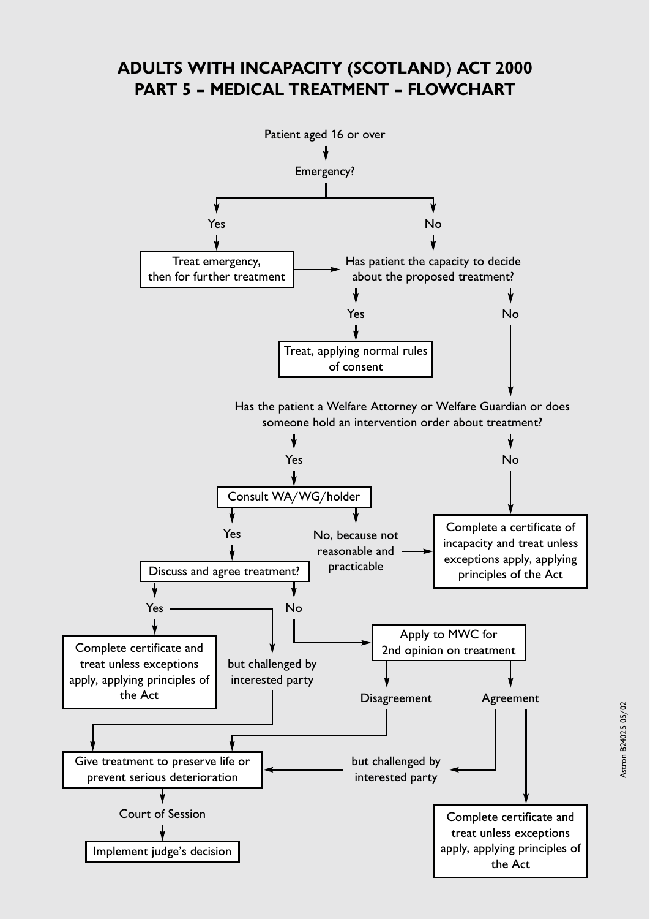# ADULTS WITH INCAPACITY (SCOTLAND) ACT 2000
# PART 5 – MEDICAL TREATMENT – FLOWCHART

Patient aged 16 or over

Emergency?

- **Yes** → Treat emergency, then for further treatment → Has patient the capacity to decide about the proposed treatment?
- **No** → Has patient the capacity to decide about the proposed treatment?

Has patient the capacity to decide about the proposed treatment?

- **Yes** → Treat, applying normal rules of consent
- **No** → Has the patient a Welfare Attorney or Welfare Guardian or does someone hold an intervention order about treatment?

Has the patient a Welfare Attorney or Welfare Guardian or does someone hold an intervention order about treatment?

- **No** → Complete a certificate of incapacity and treat unless exceptions apply, applying principles of the Act
- **Yes** → Consult WA/WG/holder

Consult WA/WG/holder

- **No, because not reasonable and practicable** → Complete a certificate of incapacity and treat unless exceptions apply, applying principles of the Act
- **Yes** → Discuss and agree treatment?

Discuss and agree treatment?

- **Yes** → Complete certificate and treat unless exceptions apply, applying principles of the Act
- **Yes**, but challenged by interested party → Give treatment to preserve life or prevent serious deterioration
- **No** → Apply to MWC for 2nd opinion on treatment

Apply to MWC for 2nd opinion on treatment

- **Disagreement** → Give treatment to preserve life or prevent serious deterioration
- **Agreement** → Complete certificate and treat unless exceptions apply, applying principles of the Act
- **Agreement**, but challenged by interested party → Give treatment to preserve life or prevent serious deterioration

Give treatment to preserve life or prevent serious deterioration → Court of Session → Implement judge's decision

Astron B24025 05/02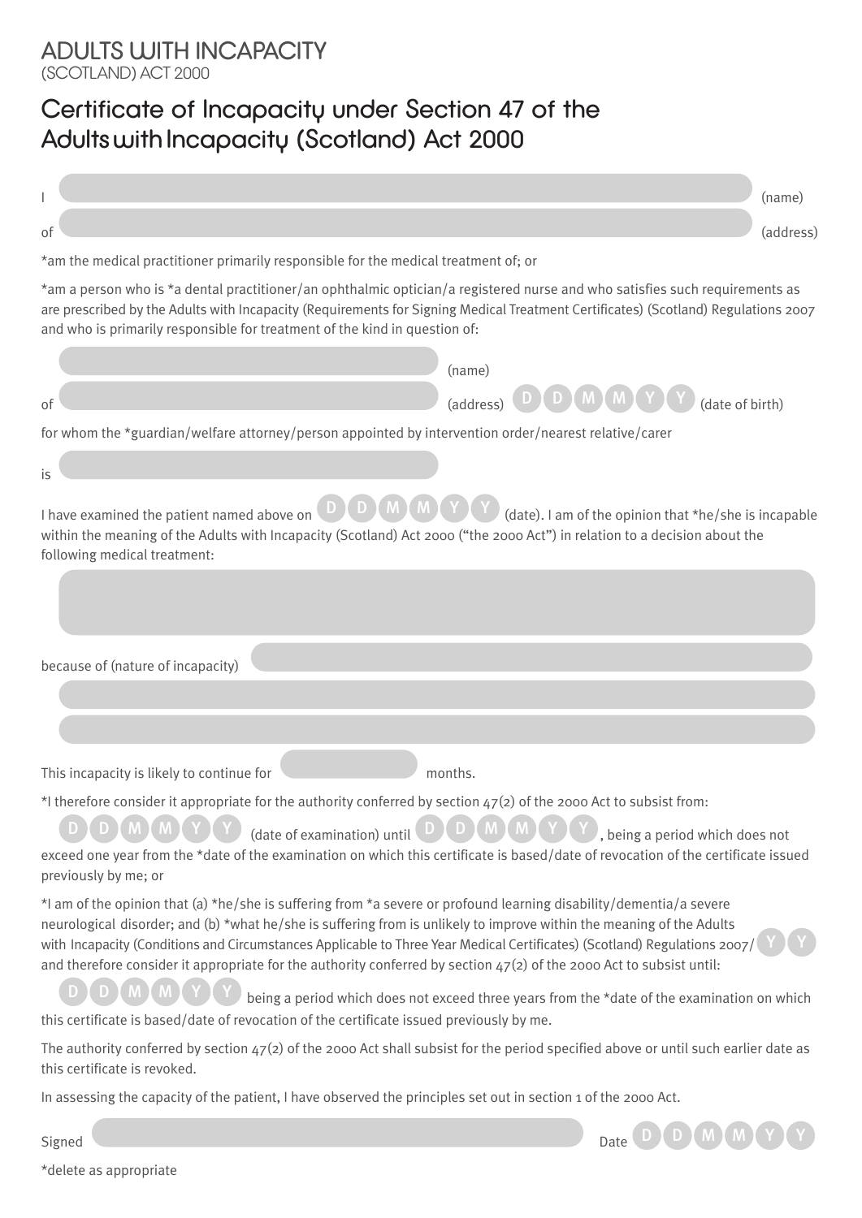# ADULTS WITH INCAPACITY

(SCOTLAND) ACT 2000

## Certificate of Incapacity under Section 47 of the Adults with Incapacity (Scotland) Act 2000

I _______________________________________________ (name)

of _______________________________________________ (address)

*am the medical practitioner primarily responsible for the medical treatment of; or

*am a person who is *a dental practitioner/an ophthalmic optician/a registered nurse and who satisfies such requirements as are prescribed by the Adults with Incapacity (Requirements for Signing Medical Treatment Certificates) (Scotland) Regulations 2007 and who is primarily responsible for treatment of the kind in question of:

_______________________________ (name)

of _______________________________ (address) D D M M Y Y (date of birth)

for whom the *guardian/welfare attorney/person appointed by intervention order/nearest relative/carer

is _______________________________

I have examined the patient named above on D D M M Y Y (date). I am of the opinion that *he/she is incapable within the meaning of the Adults with Incapacity (Scotland) Act 2000 ("the 2000 Act") in relation to a decision about the following medical treatment:

_______________________________________________

because of (nature of incapacity) _______________________________________________

_______________________________________________

_______________________________________________

This incapacity is likely to continue for __________ months.

*I therefore consider it appropriate for the authority conferred by section 47(2) of the 2000 Act to subsist from:

D D M M Y Y (date of examination) until D D M M Y Y, being a period which does not exceed one year from the *date of the examination on which this certificate is based/date of revocation of the certificate issued previously by me; or

*I am of the opinion that (a) *he/she is suffering from *a severe or profound learning disability/dementia/a severe neurological disorder; and (b) *what he/she is suffering from is unlikely to improve within the meaning of the Adults with Incapacity (Conditions and Circumstances Applicable to Three Year Medical Certificates) (Scotland) Regulations 2007/ Y Y and therefore consider it appropriate for the authority conferred by section 47(2) of the 2000 Act to subsist until:

D D M M Y Y being a period which does not exceed three years from the *date of the examination on which this certificate is based/date of revocation of the certificate issued previously by me.

The authority conferred by section 47(2) of the 2000 Act shall subsist for the period specified above or until such earlier date as this certificate is revoked.

In assessing the capacity of the patient, I have observed the principles set out in section 1 of the 2000 Act.

Signed _______________________________ Date D D M M Y Y

*delete as appropriate